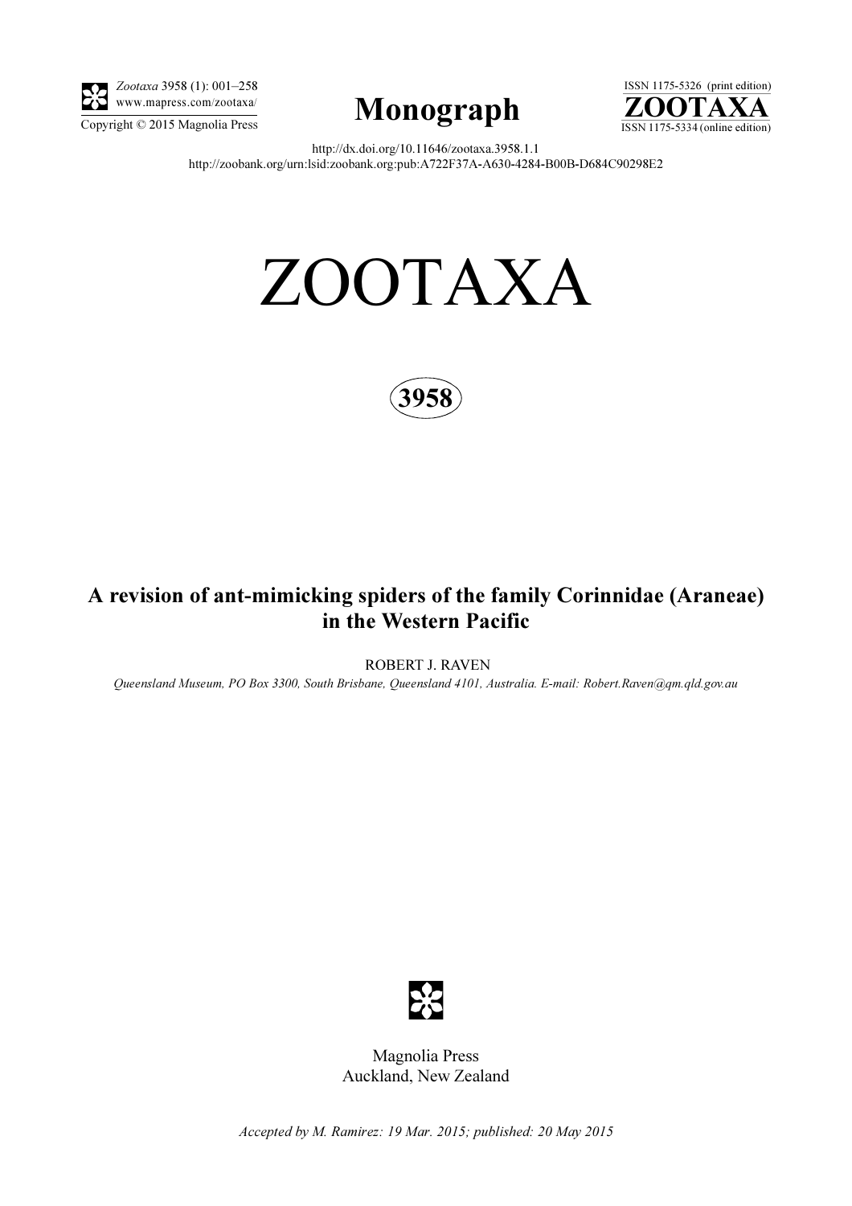*Zootaxa* 3958 (1): 001–258
www.mapress.com/zootaxa/
Copyright © 2015 Magnolia Press

**Monograph**

ISSN 1175-5326 (print edition)
**ZOOTAXA**
ISSN 1175-5334 (online edition)

http://dx.doi.org/10.11646/zootaxa.3958.1.1
http://zoobank.org/urn:lsid:zoobank.org:pub:A722F37A-A630-4284-B00B-D684C90298E2

# ZOOTAXA

**3958**

## A revision of ant-mimicking spiders of the family Corinnidae (Araneae) in the Western Pacific

ROBERT J. RAVEN

*Queensland Museum, PO Box 3300, South Brisbane, Queensland 4101, Australia. E-mail: Robert.Raven@qm.qld.gov.au*

Magnolia Press
Auckland, New Zealand

*Accepted by M. Ramirez: 19 Mar. 2015; published: 20 May 2015*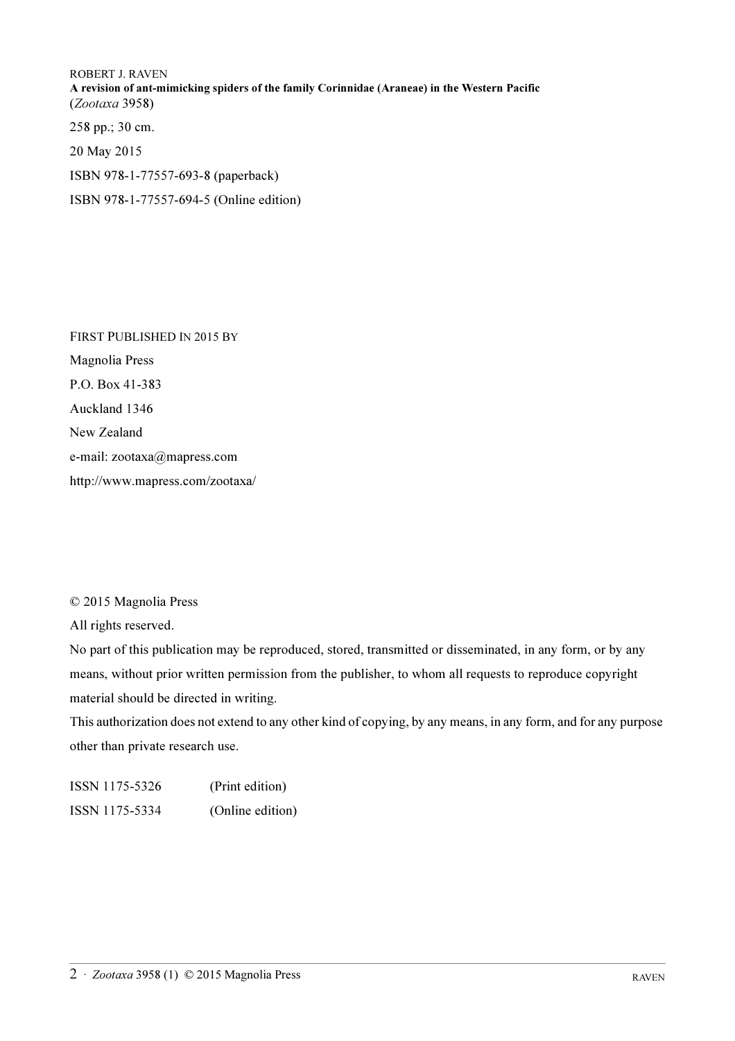ROBERT J. RAVEN

**A revision of ant-mimicking spiders of the family Corinnidae (Araneae) in the Western Pacific**

(*Zootaxa* 3958)

258 pp.; 30 cm.

20 May 2015

ISBN 978-1-77557-693-8 (paperback)

ISBN 978-1-77557-694-5 (Online edition)

FIRST PUBLISHED IN 2015 BY

Magnolia Press

P.O. Box 41-383

Auckland 1346

New Zealand

e-mail: zootaxa@mapress.com

http://www.mapress.com/zootaxa/

© 2015 Magnolia Press

All rights reserved.

No part of this publication may be reproduced, stored, transmitted or disseminated, in any form, or by any means, without prior written permission from the publisher, to whom all requests to reproduce copyright material should be directed in writing.

This authorization does not extend to any other kind of copying, by any means, in any form, and for any purpose other than private research use.

ISSN 1175-5326 (Print edition)

ISSN 1175-5334 (Online edition)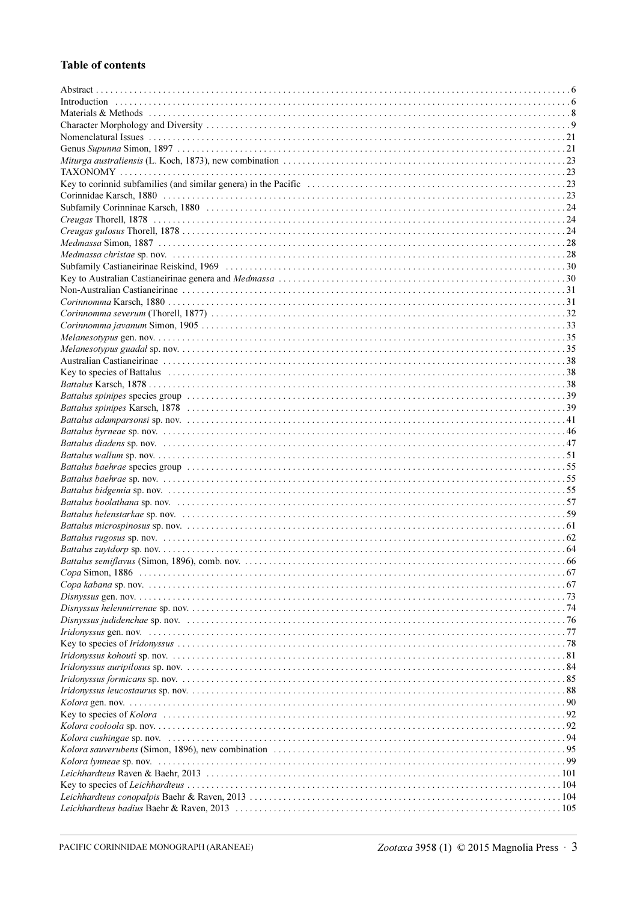## Table of contents

Abstract . . . 6
Introduction . . . 6
Materials & Methods . . . 8
Character Morphology and Diversity . . . 9
Nomenclatural Issues . . . 21
Genus *Supunna* Simon, 1897 . . . 21
*Miturga australiensis* (L. Koch, 1873), new combination . . . 23
TAXONOMY . . . 23
Key to corinnid subfamilies (and similar genera) in the Pacific . . . 23
Corinnidae Karsch, 1880 . . . 23
Subfamily Corinninae Karsch, 1880 . . . 24
*Creugas* Thorell, 1878 . . . 24
*Creugas gulosus* Thorell, 1878 . . . 24
*Medmassa* Simon, 1887 . . . 28
*Medmassa christae* sp. nov. . . . 28
Subfamily Castianeirinae Reiskind, 1969 . . . 30
Key to Australian Castianeirinae genera and *Medmassa* . . . 30
Non-Australian Castianeirinae . . . 31
*Corinnomma* Karsch, 1880 . . . 31
*Corinnomma severum* (Thorell, 1877) . . . 32
*Corinnomma javanum* Simon, 1905 . . . 33
*Melanesotypus* gen. nov. . . . 35
*Melanesotypus guadal* sp. nov. . . . 35
Australian Castianeirinae . . . 38
Key to species of Battalus . . . 38
*Battalus* Karsch, 1878 . . . 38
*Battalus spinipes* species group . . . 39
*Battalus spinipes* Karsch, 1878 . . . 39
*Battalus adamparsonsi* sp. nov. . . . 41
*Battalus byrneae* sp. nov. . . . 46
*Battalus diadens* sp. nov. . . . 47
*Battalus wallum* sp. nov. . . . 51
*Battalus baehrae* species group . . . 55
*Battalus baehrae* sp. nov. . . . 55
*Battalus bidgemia* sp. nov. . . . 55
*Battalus boolathana* sp. nov. . . . 57
*Battalus helenstarkae* sp. nov. . . . 59
*Battalus microspinosus* sp. nov. . . . 61
*Battalus rugosus* sp. nov. . . . 62
*Battalus zuytdorp* sp. nov. . . . 64
*Battalus semiflavus* (Simon, 1896), comb. nov. . . . 66
*Copa* Simon, 1886 . . . 67
*Copa kabana* sp. nov. . . . 67
*Disnyssus* gen. nov. . . . 73
*Disnyssus helenmirrenae* sp. nov. . . . 74
*Disnyssus judidenchae* sp. nov. . . . 76
*Iridonyssus* gen. nov. . . . 77
Key to species of *Iridonyssus* . . . 78
*Iridonyssus kohouti* sp. nov. . . . 81
*Iridonyssus auripilosus* sp. nov. . . . 84
*Iridonyssus formicans* sp. nov. . . . 85
*Iridonyssus leucostaurus* sp. nov. . . . 88
*Kolora* gen. nov. . . . 90
Key to species of *Kolora* . . . 92
*Kolora cooloola* sp. nov. . . . 92
*Kolora cushingae* sp. nov. . . . 94
*Kolora sauverubens* (Simon, 1896), new combination . . . 95
*Kolora lynneae* sp. nov. . . . 99
*Leichhardteus* Raven & Baehr, 2013 . . . 101
Key to species of *Leichhardteus* . . . 104
*Leichhardteus conopalpis* Baehr & Raven, 2013 . . . 104
*Leichhardteus badius* Baehr & Raven, 2013 . . . 105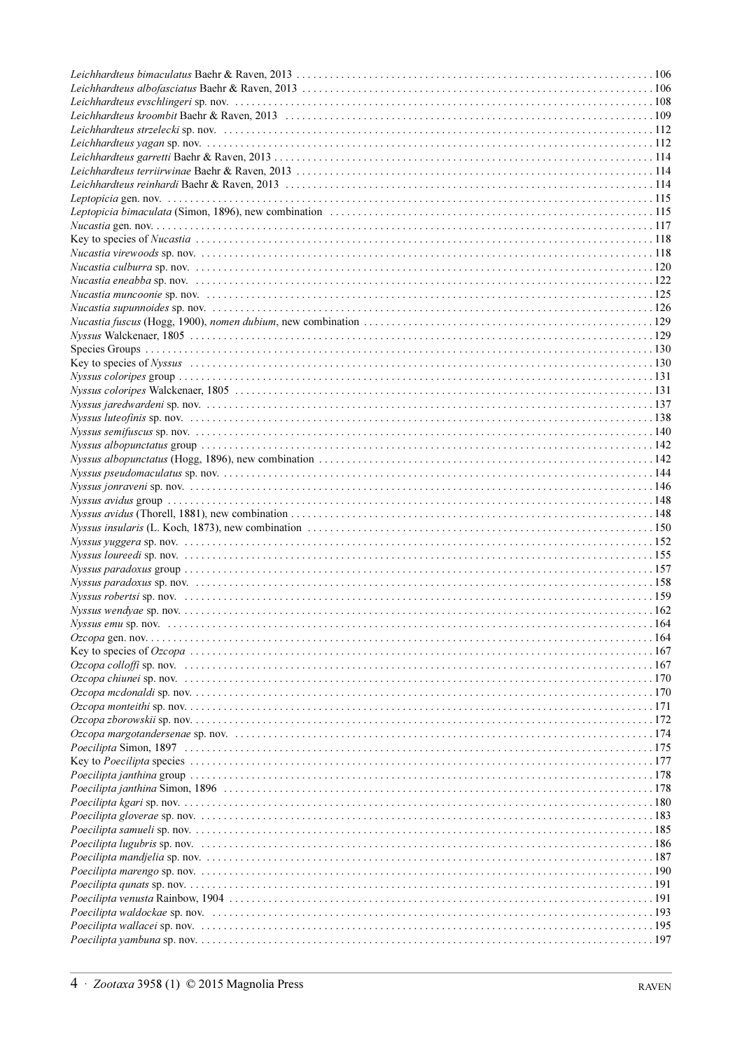*Leichhardteus bimaculatus* Baehr & Raven, 2013 . . . . . . . . . . 106
*Leichhardteus albofasciatus* Baehr & Raven, 2013 . . . . . . . . . . 106
*Leichhardteus evschlingeri* sp. nov. . . . . . . . . . . 108
*Leichhardteus kroombit* Baehr & Raven, 2013 . . . . . . . . . . 109
*Leichhardteus strzelecki* sp. nov. . . . . . . . . . . 112
*Leichhardteus yagan* sp. nov. . . . . . . . . . . 112
*Leichhardteus garretti* Baehr & Raven, 2013 . . . . . . . . . . 114
*Leichhardteus terriirwinae* Baehr & Raven, 2013 . . . . . . . . . . 114
*Leichhardteus reinhardi* Baehr & Raven, 2013 . . . . . . . . . . 114
*Leptopicia* gen. nov. . . . . . . . . . . 115
*Leptopicia bimaculata* (Simon, 1896), new combination . . . . . . . . . . 115
*Nucastia* gen. nov. . . . . . . . . . . 117
Key to species of *Nucastia* . . . . . . . . . . 118
*Nucastia virewoods* sp. nov. . . . . . . . . . . 118
*Nucastia culburra* sp. nov. . . . . . . . . . . 120
*Nucastia eneabba* sp. nov. . . . . . . . . . . 122
*Nucastia muncoonie* sp. nov. . . . . . . . . . . 125
*Nucastia supunnoides* sp. nov. . . . . . . . . . . 126
*Nucastia fuscus* (Hogg, 1900), *nomen dubium*, new combination . . . . . . . . . . 129
*Nyssus* Walckenaer, 1805 . . . . . . . . . . 129
Species Groups . . . . . . . . . . 130
Key to species of *Nyssus* . . . . . . . . . . 130
*Nyssus coloripes* group . . . . . . . . . . 131
*Nyssus coloripes* Walckenaer, 1805 . . . . . . . . . . 131
*Nyssus jaredwardeni* sp. nov. . . . . . . . . . . 137
*Nyssus luteofinis* sp. nov. . . . . . . . . . . 138
*Nyssus semifuscus* sp. nov. . . . . . . . . . . 140
*Nyssus albopunctatus* group . . . . . . . . . . 142
*Nyssus albopunctatus* (Hogg, 1896), new combination . . . . . . . . . . 142
*Nyssus pseudomaculatus* sp. nov. . . . . . . . . . . 144
*Nyssus jonraveni* sp. nov. . . . . . . . . . . 146
*Nyssus avidus* group . . . . . . . . . . 148
*Nyssus avidus* (Thorell, 1881), new combination . . . . . . . . . . 148
*Nyssus insularis* (L. Koch, 1873), new combination . . . . . . . . . . 150
*Nyssus yuggera* sp. nov. . . . . . . . . . . 152
*Nyssus loureedi* sp. nov. . . . . . . . . . . 155
*Nyssus paradoxus* group . . . . . . . . . . 157
*Nyssus paradoxus* sp. nov. . . . . . . . . . . 158
*Nyssus robertsi* sp. nov. . . . . . . . . . . 159
*Nyssus wendyae* sp. nov. . . . . . . . . . . 162
*Nyssus emu* sp. nov. . . . . . . . . . . 164
*Ozcopa* gen. nov. . . . . . . . . . . 164
Key to species of *Ozcopa* . . . . . . . . . . 167
*Ozcopa colloffi* sp. nov. . . . . . . . . . . 167
*Ozcopa chiunei* sp. nov. . . . . . . . . . . 170
*Ozcopa mcdonaldi* sp. nov. . . . . . . . . . . 170
*Ozcopa monteithi* sp. nov. . . . . . . . . . . 171
*Ozcopa zborowskii* sp. nov. . . . . . . . . . . 172
*Ozcopa margotandersenae* sp. nov. . . . . . . . . . . 174
*Poecilipta* Simon, 1897 . . . . . . . . . . 175
Key to *Poecilipta* species . . . . . . . . . . 177
*Poecilipta janthina* group . . . . . . . . . . 178
*Poecilipta janthina* Simon, 1896 . . . . . . . . . . 178
*Poecilipta kgari* sp. nov. . . . . . . . . . . 180
*Poecilipta gloverae* sp. nov. . . . . . . . . . . 183
*Poecilipta samueli* sp. nov. . . . . . . . . . . 185
*Poecilipta lugubris* sp. nov. . . . . . . . . . . 186
*Poecilipta mandjelia* sp. nov. . . . . . . . . . . 187
*Poecilipta marengo* sp. nov. . . . . . . . . . . 190
*Poecilipta qunats* sp. nov. . . . . . . . . . . 191
*Poecilipta venusta* Rainbow, 1904 . . . . . . . . . . 191
*Poecilipta waldockae* sp. nov. . . . . . . . . . . 193
*Poecilipta wallacei* sp. nov. . . . . . . . . . . 195
*Poecilipta yambuna* sp. nov. . . . . . . . . . . 197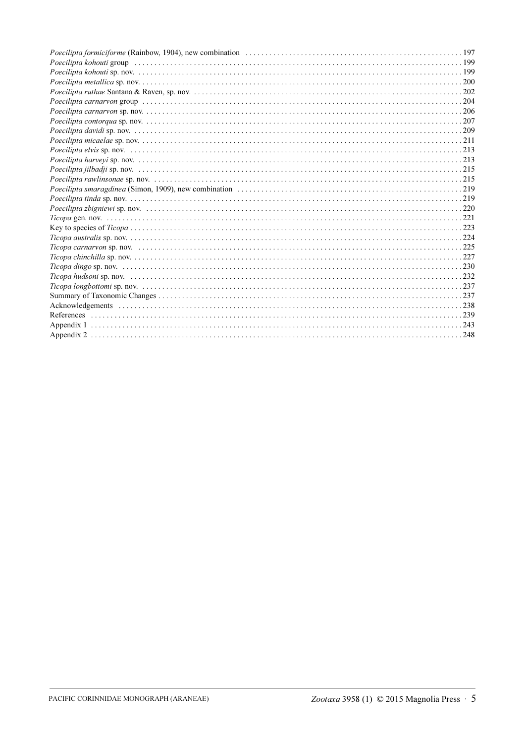*Poecilipta formiciforme* (Rainbow, 1904), new combination . . . . . . . . . . . . . . . . . . . . . . . . . . . . . . . . . . . . . . . . . . . . . . . . . . . . . . 197
*Poecilipta kohouti* group . . . . . . . . . . . . . . . . . . . . . . . . . . . . . . . . . . . . . . . . . . . . . . . . . . . . . . . . . . . . . . . . . . . . . . . . . . . . . . . . . 199
*Poecilipta kohouti* sp. nov. . . . . . . . . . . . . . . . . . . . . . . . . . . . . . . . . . . . . . . . . . . . . . . . . . . . . . . . . . . . . . . . . . . . . . . . . . . . . . . . . . 199
*Poecilipta metallica* sp. nov. . . . . . . . . . . . . . . . . . . . . . . . . . . . . . . . . . . . . . . . . . . . . . . . . . . . . . . . . . . . . . . . . . . . . . . . . . . . . . . . . 200
*Poecilipta ruthae* Santana & Raven, sp. nov. . . . . . . . . . . . . . . . . . . . . . . . . . . . . . . . . . . . . . . . . . . . . . . . . . . . . . . . . . . . . . . . . . . . 202
*Poecilipta carnarvon* group . . . . . . . . . . . . . . . . . . . . . . . . . . . . . . . . . . . . . . . . . . . . . . . . . . . . . . . . . . . . . . . . . . . . . . . . . . . . . . . . 204
*Poecilipta carnarvon* sp. nov. . . . . . . . . . . . . . . . . . . . . . . . . . . . . . . . . . . . . . . . . . . . . . . . . . . . . . . . . . . . . . . . . . . . . . . . . . . . . . . . . 206
*Poecilipta contorqua* sp. nov. . . . . . . . . . . . . . . . . . . . . . . . . . . . . . . . . . . . . . . . . . . . . . . . . . . . . . . . . . . . . . . . . . . . . . . . . . . . . . . . . 207
*Poecilipta davidi* sp. nov. . . . . . . . . . . . . . . . . . . . . . . . . . . . . . . . . . . . . . . . . . . . . . . . . . . . . . . . . . . . . . . . . . . . . . . . . . . . . . . . . . . 209
*Poecilipta micaelae* sp. nov. . . . . . . . . . . . . . . . . . . . . . . . . . . . . . . . . . . . . . . . . . . . . . . . . . . . . . . . . . . . . . . . . . . . . . . . . . . . . . . . . . 211
*Poecilipta elvis* sp. nov. . . . . . . . . . . . . . . . . . . . . . . . . . . . . . . . . . . . . . . . . . . . . . . . . . . . . . . . . . . . . . . . . . . . . . . . . . . . . . . . . . . . . 213
*Poecilipta harveyi* sp. nov. . . . . . . . . . . . . . . . . . . . . . . . . . . . . . . . . . . . . . . . . . . . . . . . . . . . . . . . . . . . . . . . . . . . . . . . . . . . . . . . . . . 213
*Poecilipta jilbadji* sp. nov. . . . . . . . . . . . . . . . . . . . . . . . . . . . . . . . . . . . . . . . . . . . . . . . . . . . . . . . . . . . . . . . . . . . . . . . . . . . . . . . . . . 215
*Poecilipta rawlinsonae* sp. nov. . . . . . . . . . . . . . . . . . . . . . . . . . . . . . . . . . . . . . . . . . . . . . . . . . . . . . . . . . . . . . . . . . . . . . . . . . . . . . . 215
*Poecilipta smaragdinea* (Simon, 1909), new combination . . . . . . . . . . . . . . . . . . . . . . . . . . . . . . . . . . . . . . . . . . . . . . . . . . . . . . . . 219
*Poecilipta tinda* sp. nov. . . . . . . . . . . . . . . . . . . . . . . . . . . . . . . . . . . . . . . . . . . . . . . . . . . . . . . . . . . . . . . . . . . . . . . . . . . . . . . . . . . . . 219
*Poecilipta zbigniewi* sp. nov. . . . . . . . . . . . . . . . . . . . . . . . . . . . . . . . . . . . . . . . . . . . . . . . . . . . . . . . . . . . . . . . . . . . . . . . . . . . . . . . . 220
*Ticopa* gen. nov. . . . . . . . . . . . . . . . . . . . . . . . . . . . . . . . . . . . . . . . . . . . . . . . . . . . . . . . . . . . . . . . . . . . . . . . . . . . . . . . . . . . . . . . . . . . 221
Key to species of *Ticopa* . . . . . . . . . . . . . . . . . . . . . . . . . . . . . . . . . . . . . . . . . . . . . . . . . . . . . . . . . . . . . . . . . . . . . . . . . . . . . . . . . . . . 223
*Ticopa australis* sp. nov. . . . . . . . . . . . . . . . . . . . . . . . . . . . . . . . . . . . . . . . . . . . . . . . . . . . . . . . . . . . . . . . . . . . . . . . . . . . . . . . . . . . . 224
*Ticopa carnarvon* sp. nov. . . . . . . . . . . . . . . . . . . . . . . . . . . . . . . . . . . . . . . . . . . . . . . . . . . . . . . . . . . . . . . . . . . . . . . . . . . . . . . . . . . . 225
*Ticopa chinchilla* sp. nov. . . . . . . . . . . . . . . . . . . . . . . . . . . . . . . . . . . . . . . . . . . . . . . . . . . . . . . . . . . . . . . . . . . . . . . . . . . . . . . . . . . . 227
*Ticopa dingo* sp. nov. . . . . . . . . . . . . . . . . . . . . . . . . . . . . . . . . . . . . . . . . . . . . . . . . . . . . . . . . . . . . . . . . . . . . . . . . . . . . . . . . . . . . . . . 230
*Ticopa hudsoni* sp. nov. . . . . . . . . . . . . . . . . . . . . . . . . . . . . . . . . . . . . . . . . . . . . . . . . . . . . . . . . . . . . . . . . . . . . . . . . . . . . . . . . . . . . . 232
*Ticopa longbottomi* sp. nov. . . . . . . . . . . . . . . . . . . . . . . . . . . . . . . . . . . . . . . . . . . . . . . . . . . . . . . . . . . . . . . . . . . . . . . . . . . . . . . . . . 237
Summary of Taxonomic Changes . . . . . . . . . . . . . . . . . . . . . . . . . . . . . . . . . . . . . . . . . . . . . . . . . . . . . . . . . . . . . . . . . . . . . . . . . . . . 237
Acknowledgements . . . . . . . . . . . . . . . . . . . . . . . . . . . . . . . . . . . . . . . . . . . . . . . . . . . . . . . . . . . . . . . . . . . . . . . . . . . . . . . . . . . . . . . . 238
References . . . . . . . . . . . . . . . . . . . . . . . . . . . . . . . . . . . . . . . . . . . . . . . . . . . . . . . . . . . . . . . . . . . . . . . . . . . . . . . . . . . . . . . . . . . . . . 239
Appendix 1 . . . . . . . . . . . . . . . . . . . . . . . . . . . . . . . . . . . . . . . . . . . . . . . . . . . . . . . . . . . . . . . . . . . . . . . . . . . . . . . . . . . . . . . . . . . . . . 243
Appendix 2 . . . . . . . . . . . . . . . . . . . . . . . . . . . . . . . . . . . . . . . . . . . . . . . . . . . . . . . . . . . . . . . . . . . . . . . . . . . . . . . . . . . . . . . . . . . . . . 248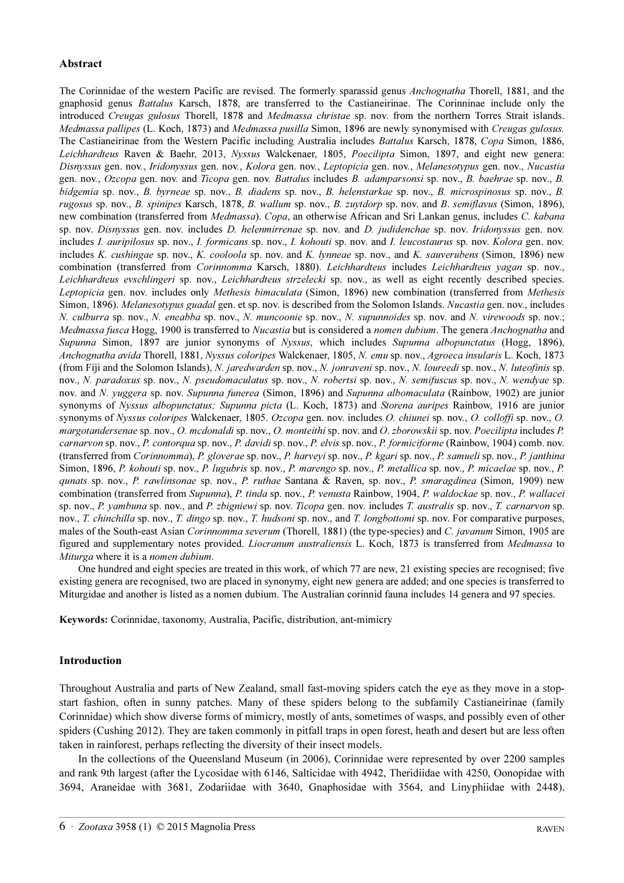### Abstract

The Corinnidae of the western Pacific are revised. The formerly sparassid genus *Anchognatha* Thorell, 1881, and the gnaphosid genus *Battalus* Karsch, 1878, are transferred to the Castianeirinae. The Corinninae include only the introduced *Creugas gulosus* Thorell, 1878 and *Medmassa christae* sp. nov. from the northern Torres Strait islands. *Medmassa pallipes* (L. Koch, 1873) and *Medmassa pusilla* Simon, 1896 are newly synonymised with *Creugas gulosus.* The Castianeirinae from the Western Pacific including Australia includes *Battalus* Karsch, 1878, *Copa* Simon, 1886, *Leichhardteus* Raven & Baehr, 2013, *Nyssus* Walckenaer, 1805, *Poecilipta* Simon, 1897, and eight new genera: *Disnyssus* gen. nov., *Iridonyssus* gen. nov., *Kolora* gen. nov., *Leptopicia* gen. nov., *Melanesotypus* gen. nov., *Nucastia* gen. nov., *Ozcopa* gen. nov. and *Ticopa* gen. nov. *Battalus* includes *B. adamparsonsi* sp. nov., *B. baehrae* sp. nov., *B. bidgemia* sp. nov., *B. byrneae* sp. nov., *B. diadens* sp. nov., *B. helenstarkae* sp. nov., *B. microspinosus* sp. nov., *B. rugosus* sp. nov., *B. spinipes* Karsch, 1878, *B. wallum* sp. nov., *B. zuytdorp* sp. nov. and *B*. *semiflavus* (Simon, 1896), new combination (transferred from *Medmassa*). *Copa*, an otherwise African and Sri Lankan genus, includes *C. kabana* sp. nov. *Disnyssus* gen. nov. includes *D. helenmirrenae* sp. nov. and *D. judidenchae* sp. nov. *Iridonyssus* gen. nov. includes *I. auripilosus* sp. nov., *I. formicans* sp. nov., *I. kohouti* sp. nov. and *I. leucostaurus* sp. nov. *Kolora* gen. nov. includes *K. cushingae* sp. nov., *K. cooloola* sp. nov. and *K. lynneae* sp. nov., and *K. sauverubens* (Simon, 1896) new combination (transferred from *Corinnomma* Karsch, 1880). *Leichhardteus* includes *Leichhardteus yagan* sp. nov., *Leichhardteus evschlingeri* sp. nov., *Leichhardteus strzelecki* sp. nov., as well as eight recently described species. *Leptopicia* gen. nov. includes only *Methesis bimaculata* (Simon, 1896) new combination (transferred from *Methesis* Simon, 1896). *Melanesotypus guadal* gen. et sp. nov. is described from the Solomon Islands. *Nucastia* gen. nov., includes *N. culburra* sp. nov., *N. eneabba* sp. nov., *N. muncoonie* sp. nov., *N. supunnoides* sp. nov. and *N. virewoods* sp. nov.; *Medmassa fusca* Hogg, 1900 is transferred to *Nucastia* but is considered a *nomen dubium*. The genera *Anchognatha* and *Supunna* Simon, 1897 are junior synonyms of *Nyssus*, which includes *Supunna albopunctatus* (Hogg, 1896), *Anchognatha avida* Thorell, 1881, *Nyssus coloripes* Walckenaer, 1805, *N. emu* sp. nov., *Agroeca insularis* L. Koch, 1873 (from Fiji and the Solomon Islands), *N. jaredwarden* sp. nov., *N. jonraveni* sp. nov., *N. loureedi* sp. nov., *N. luteofinis* sp. nov., *N. paradoxus* sp. nov., *N. pseudomaculatus* sp. nov., *N. robertsi* sp. nov., *N. semifuscus* sp. nov., *N. wendyae* sp. nov. and *N. yuggera* sp. nov. *Supunna funerea* (Simon, 1896) and *Supunna albomaculata* (Rainbow, 1902) are junior synonyms of *Nyssus albopunctatus; Supunna picta* (L. Koch, 1873) and *Storena auripes* Rainbow, 1916 are junior synonyms of *Nyssus coloripes* Walckenaer, 1805. *Ozcopa* gen. nov. includes *O. chiunei* sp. nov., *O. colloffi* sp. nov., *O. margotandersenae* sp. nov., *O. mcdonaldi* sp. nov., *O. monteithi* sp. nov. and *O*. *zborowskii* sp. nov. *Poecilipta* includes *P. carnarvon* sp. nov., *P. contorqua* sp. nov., *P. davidi* sp. nov., *P. elvis* sp. nov., *P. formiciforme* (Rainbow, 1904) comb. nov. (transferred from *Corinnomma*), *P. gloverae* sp. nov., *P. harveyi* sp. nov., *P. kgari* sp. nov., *P. samueli* sp. nov., *P. janthina* Simon, 1896, *P. kohouti* sp. nov., *P. lugubris* sp. nov., *P. marengo* sp. nov., *P. metallica* sp. nov., *P. micaelae* sp. nov., *P. qunats* sp. nov., *P. rawlinsonae* sp. nov., *P. ruthae* Santana & Raven, sp. nov., *P. smaragdinea* (Simon, 1909) new combination (transferred from *Supunna*), *P. tinda* sp. nov., *P. venusta* Rainbow, 1904, *P. waldockae* sp. nov., *P. wallacei* sp. nov., *P. yambuna* sp. nov., and *P. zbigniewi* sp. nov. *Ticopa* gen. nov. includes *T. australis* sp. nov., *T. carnarvon* sp. nov., *T. chinchilla* sp. nov., *T. dingo* sp. nov., *T. hudsoni* sp. nov., and *T. longbottomi* sp. nov. For comparative purposes, males of the South-east Asian *Corinnomma severum* (Thorell, 1881) (the type-species) and *C. javanum* Simon, 1905 are figured and supplementary notes provided. *Liocranum australiensis* L. Koch, 1873 is transferred from *Medmassa* to *Miturga* where it is a *nomen dubium*.

One hundred and eight species are treated in this work, of which 77 are new, 21 existing species are recognised; five existing genera are recognised, two are placed in synonymy, eight new genera are added; and one species is transferred to Miturgidae and another is listed as a nomen dubium. The Australian corinnid fauna includes 14 genera and 97 species.

**Keywords:** Corinnidae, taxonomy, Australia, Pacific, distribution, ant-mimicry

### Introduction

Throughout Australia and parts of New Zealand, small fast-moving spiders catch the eye as they move in a stop-start fashion, often in sunny patches. Many of these spiders belong to the subfamily Castianeirinae (family Corinnidae) which show diverse forms of mimicry, mostly of ants, sometimes of wasps, and possibly even of other spiders (Cushing 2012). They are taken commonly in pitfall traps in open forest, heath and desert but are less often taken in rainforest, perhaps reflecting the diversity of their insect models.

In the collections of the Queensland Museum (in 2006), Corinnidae were represented by over 2200 samples and rank 9th largest (after the Lycosidae with 6146, Salticidae with 4942, Theridiidae with 4250, Oonopidae with 3694, Araneidae with 3681, Zodariidae with 3640, Gnaphosidae with 3564, and Linyphiidae with 2448).